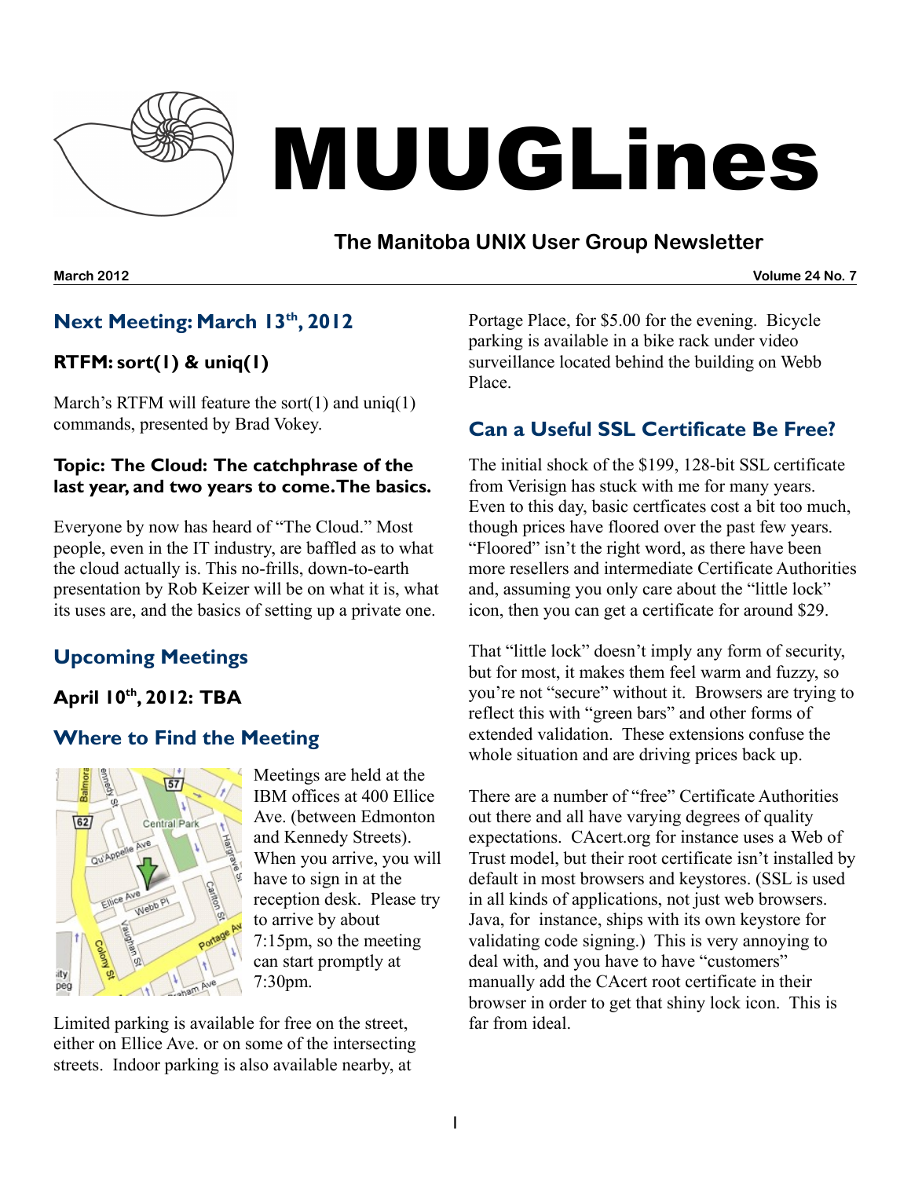# MUUGLines

## The Manitoba UNIX User Group Newsletter

**March 2012** **Volume 24 No. 7**

## Next Meeting: March 13th, 2012

### RTFM: sort(1) & uniq(1)

March's RTFM will feature the sort(1) and uniq(1) commands, presented by Brad Vokey.

#### Topic: The Cloud: The catchphrase of the last year, and two years to come. The basics.

Everyone by now has heard of "The Cloud." Most people, even in the IT industry, are baffled as to what the cloud actually is. This no-frills, down-to-earth presentation by Rob Keizer will be on what it is, what its uses are, and the basics of setting up a private one.

## Upcoming Meetings

### April 10th, 2012: TBA

## Where to Find the Meeting

Meetings are held at the IBM offices at 400 Ellice Ave. (between Edmonton and Kennedy Streets). When you arrive, you will have to sign in at the reception desk. Please try to arrive by about 7:15pm, so the meeting can start promptly at 7:30pm.

Limited parking is available for free on the street, either on Ellice Ave. or on some of the intersecting streets. Indoor parking is also available nearby, at Portage Place, for $5.00 for the evening. Bicycle parking is available in a bike rack under video surveillance located behind the building on Webb Place.

## Can a Useful SSL Certificate Be Free?

The initial shock of the $199, 128-bit SSL certificate from Verisign has stuck with me for many years. Even to this day, basic certficates cost a bit too much, though prices have floored over the past few years. "Floored" isn't the right word, as there have been more resellers and intermediate Certificate Authorities and, assuming you only care about the "little lock" icon, then you can get a certificate for around $29.

That "little lock" doesn't imply any form of security, but for most, it makes them feel warm and fuzzy, so you're not "secure" without it. Browsers are trying to reflect this with "green bars" and other forms of extended validation. These extensions confuse the whole situation and are driving prices back up.

There are a number of "free" Certificate Authorities out there and all have varying degrees of quality expectations. CAcert.org for instance uses a Web of Trust model, but their root certificate isn't installed by default in most browsers and keystores. (SSL is used in all kinds of applications, not just web browsers. Java, for instance, ships with its own keystore for validating code signing.) This is very annoying to deal with, and you have to have "customers" manually add the CAcert root certificate in their browser in order to get that shiny lock icon. This is far from ideal.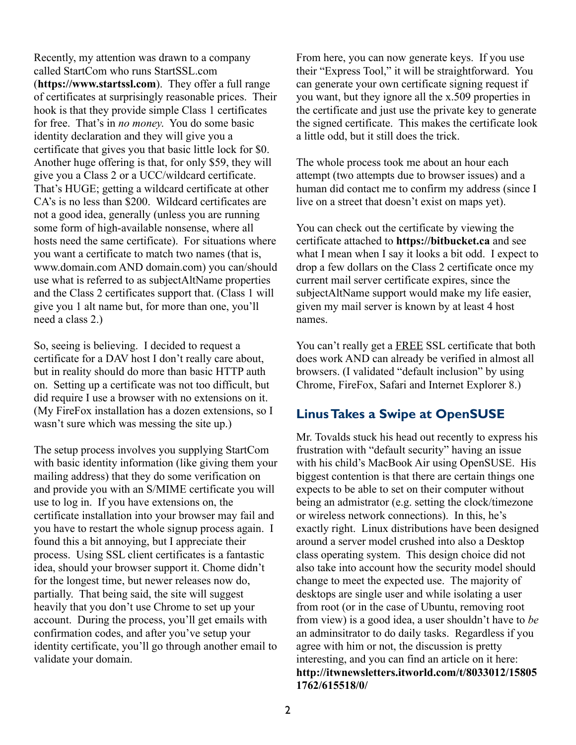Recently, my attention was drawn to a company called StartCom who runs StartSSL.com (**https://www.startssl.com**). They offer a full range of certificates at surprisingly reasonable prices. Their hook is that they provide simple Class 1 certificates for free. That's in *no money*. You do some basic identity declaration and they will give you a certificate that gives you that basic little lock for $0. Another huge offering is that, for only $59, they will give you a Class 2 or a UCC/wildcard certificate. That's HUGE; getting a wildcard certificate at other CA's is no less than $200. Wildcard certificates are not a good idea, generally (unless you are running some form of high-available nonsense, where all hosts need the same certificate). For situations where you want a certificate to match two names (that is, www.domain.com AND domain.com) you can/should use what is referred to as subjectAltName properties and the Class 2 certificates support that. (Class 1 will give you 1 alt name but, for more than one, you'll need a class 2.)

So, seeing is believing. I decided to request a certificate for a DAV host I don't really care about, but in reality should do more than basic HTTP auth on. Setting up a certificate was not too difficult, but did require I use a browser with no extensions on it. (My FireFox installation has a dozen extensions, so I wasn't sure which was messing the site up.)

The setup process involves you supplying StartCom with basic identity information (like giving them your mailing address) that they do some verification on and provide you with an S/MIME certificate you will use to log in. If you have extensions on, the certificate installation into your browser may fail and you have to restart the whole signup process again. I found this a bit annoying, but I appreciate their process. Using SSL client certificates is a fantastic idea, should your browser support it. Chome didn't for the longest time, but newer releases now do, partially. That being said, the site will suggest heavily that you don't use Chrome to set up your account. During the process, you'll get emails with confirmation codes, and after you've setup your identity certificate, you'll go through another email to validate your domain.

From here, you can now generate keys. If you use their "Express Tool," it will be straightforward. You can generate your own certificate signing request if you want, but they ignore all the x.509 properties in the certificate and just use the private key to generate the signed certificate. This makes the certificate look a little odd, but it still does the trick.

The whole process took me about an hour each attempt (two attempts due to browser issues) and a human did contact me to confirm my address (since I live on a street that doesn't exist on maps yet).

You can check out the certificate by viewing the certificate attached to **https://bitbucket.ca** and see what I mean when I say it looks a bit odd. I expect to drop a few dollars on the Class 2 certificate once my current mail server certificate expires, since the subjectAltName support would make my life easier, given my mail server is known by at least 4 host names.

You can't really get a <u>FREE</u> SSL certificate that both does work AND can already be verified in almost all browsers. (I validated "default inclusion" by using Chrome, FireFox, Safari and Internet Explorer 8.)

## Linus Takes a Swipe at OpenSUSE

Mr. Tovalds stuck his head out recently to express his frustration with "default security" having an issue with his child's MacBook Air using OpenSUSE. His biggest contention is that there are certain things one expects to be able to set on their computer without being an admistrator (e.g. setting the clock/timezone or wireless network connections). In this, he's exactly right. Linux distributions have been designed around a server model crushed into also a Desktop class operating system. This design choice did not also take into account how the security model should change to meet the expected use. The majority of desktops are single user and while isolating a user from root (or in the case of Ubuntu, removing root from view) is a good idea, a user shouldn't have to *be* an adminsitrator to do daily tasks. Regardless if you agree with him or not, the discussion is pretty interesting, and you can find an article on it here: **http://itwnewsletters.itworld.com/t/8033012/158051762/615518/0/**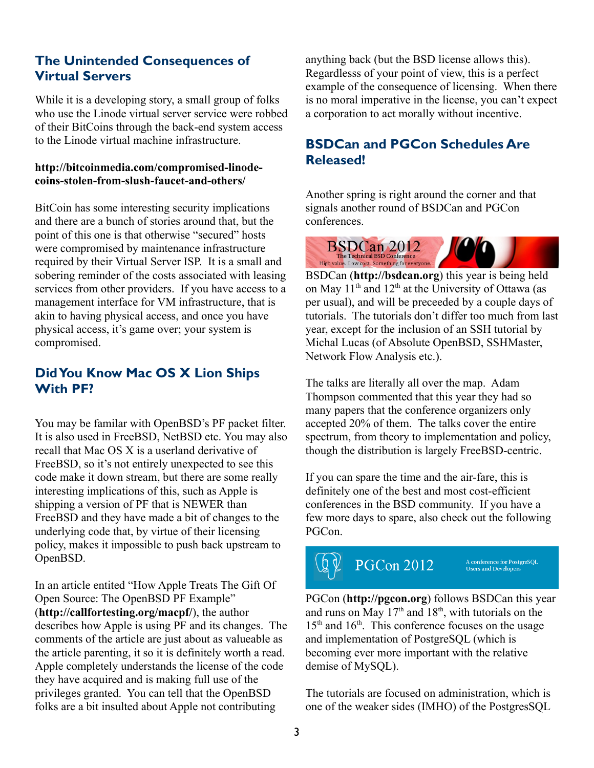## The Unintended Consequences of Virtual Servers

While it is a developing story, a small group of folks who use the Linode virtual server service were robbed of their BitCoins through the back-end system access to the Linode virtual machine infrastructure.

**http://bitcoinmedia.com/compromised-linode-coins-stolen-from-slush-faucet-and-others/**

BitCoin has some interesting security implications and there are a bunch of stories around that, but the point of this one is that otherwise "secured" hosts were compromised by maintenance infrastructure required by their Virtual Server ISP. It is a small and sobering reminder of the costs associated with leasing services from other providers. If you have access to a management interface for VM infrastructure, that is akin to having physical access, and once you have physical access, it's game over; your system is compromised.

## Did You Know Mac OS X Lion Ships With PF?

You may be familar with OpenBSD's PF packet filter. It is also used in FreeBSD, NetBSD etc. You may also recall that Mac OS X is a userland derivative of FreeBSD, so it's not entirely unexpected to see this code make it down stream, but there are some really interesting implications of this, such as Apple is shipping a version of PF that is NEWER than FreeBSD and they have made a bit of changes to the underlying code that, by virtue of their licensing policy, makes it impossible to push back upstream to OpenBSD.

In an article entited "How Apple Treats The Gift Of Open Source: The OpenBSD PF Example" (**http://callfortesting.org/macpf/**), the author describes how Apple is using PF and its changes. The comments of the article are just about as valueable as the article parenting, it so it is definitely worth a read. Apple completely understands the license of the code they have acquired and is making full use of the privileges granted. You can tell that the OpenBSD folks are a bit insulted about Apple not contributing anything back (but the BSD license allows this). Regardlesss of your point of view, this is a perfect example of the consequence of licensing. When there is no moral imperative in the license, you can't expect a corporation to act morally without incentive.

## BSDCan and PGCon Schedules Are Released!

Another spring is right around the corner and that signals another round of BSDCan and PGCon conferences.

BSDCan 2012
The Technical BSD Conference
High value. Low cost. Something for everyone.

BSDCan (**http://bsdcan.org**) this year is being held on May 11th and 12th at the University of Ottawa (as per usual), and will be preceeded by a couple days of tutorials. The tutorials don't differ too much from last year, except for the inclusion of an SSH tutorial by Michal Lucas (of Absolute OpenBSD, SSHMaster, Network Flow Analysis etc.).

The talks are literally all over the map. Adam Thompson commented that this year they had so many papers that the conference organizers only accepted 20% of them. The talks cover the entire spectrum, from theory to implementation and policy, though the distribution is largely FreeBSD-centric.

If you can spare the time and the air-fare, this is definitely one of the best and most cost-efficient conferences in the BSD community. If you have a few more days to spare, also check out the following PGCon.

PGCon 2012
A conference for PostgreSQL Users and Developers

PGCon (**http://pgcon.org**) follows BSDCan this year and runs on May 17th and 18th, with tutorials on the 15th and 16th. This conference focuses on the usage and implementation of PostgreSQL (which is becoming ever more important with the relative demise of MySQL).

The tutorials are focused on administration, which is one of the weaker sides (IMHO) of the PostgresSQL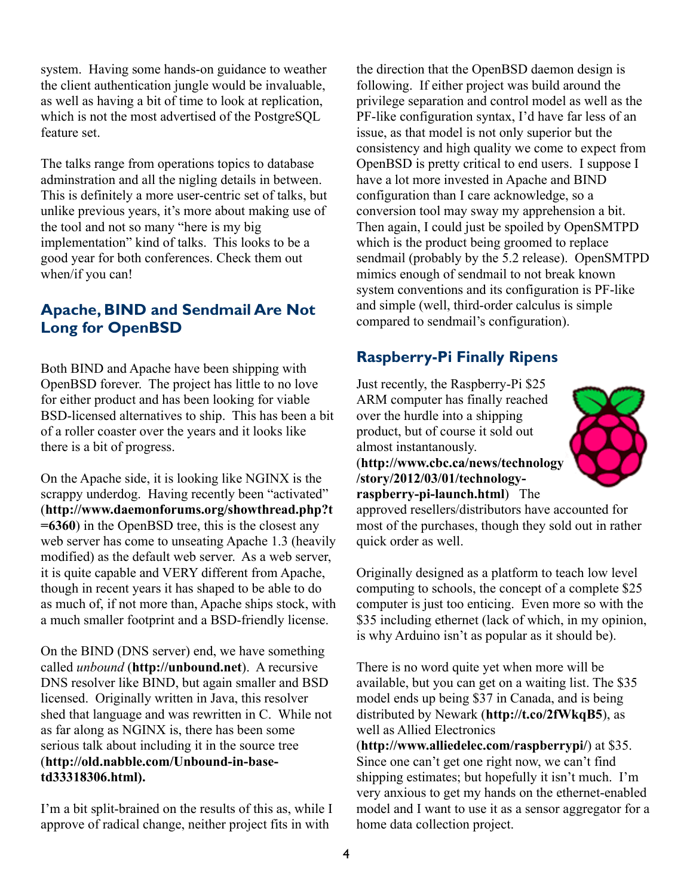system. Having some hands-on guidance to weather the client authentication jungle would be invaluable, as well as having a bit of time to look at replication, which is not the most advertised of the PostgreSQL feature set.

The talks range from operations topics to database adminstration and all the nigling details in between. This is definitely a more user-centric set of talks, but unlike previous years, it's more about making use of the tool and not so many "here is my big implementation" kind of talks. This looks to be a good year for both conferences. Check them out when/if you can!

## Apache, BIND and Sendmail Are Not Long for OpenBSD

Both BIND and Apache have been shipping with OpenBSD forever. The project has little to no love for either product and has been looking for viable BSD-licensed alternatives to ship. This has been a bit of a roller coaster over the years and it looks like there is a bit of progress.

On the Apache side, it is looking like NGINX is the scrappy underdog. Having recently been "activated" (**http://www.daemonforums.org/showthread.php?t=6360**) in the OpenBSD tree, this is the closest any web server has come to unseating Apache 1.3 (heavily modified) as the default web server. As a web server, it is quite capable and VERY different from Apache, though in recent years it has shaped to be able to do as much of, if not more than, Apache ships stock, with a much smaller footprint and a BSD-friendly license.

On the BIND (DNS server) end, we have something called *unbound* (**http://unbound.net**). A recursive DNS resolver like BIND, but again smaller and BSD licensed. Originally written in Java, this resolver shed that language and was rewritten in C. While not as far along as NGINX is, there has been some serious talk about including it in the source tree (**http://old.nabble.com/Unbound-in-base-td33318306.html).**

I'm a bit split-brained on the results of this as, while I approve of radical change, neither project fits in with the direction that the OpenBSD daemon design is following. If either project was build around the privilege separation and control model as well as the PF-like configuration syntax, I'd have far less of an issue, as that model is not only superior but the consistency and high quality we come to expect from OpenBSD is pretty critical to end users. I suppose I have a lot more invested in Apache and BIND configuration than I care acknowledge, so a conversion tool may sway my apprehension a bit. Then again, I could just be spoiled by OpenSMTPD which is the product being groomed to replace sendmail (probably by the 5.2 release). OpenSMTPD mimics enough of sendmail to not break known system conventions and its configuration is PF-like and simple (well, third-order calculus is simple compared to sendmail's configuration).

## Raspberry-Pi Finally Ripens

Just recently, the Raspberry-Pi $25 ARM computer has finally reached over the hurdle into a shipping product, but of course it sold out almost instantanously. (**http://www.cbc.ca/news/technology/story/2012/03/01/technology-raspberry-pi-launch.html**) The approved resellers/distributors have accounted for most of the purchases, though they sold out in rather quick order as well.

Originally designed as a platform to teach low level computing to schools, the concept of a complete $25 computer is just too enticing. Even more so with the $35 including ethernet (lack of which, in my opinion, is why Arduino isn't as popular as it should be).

There is no word quite yet when more will be available, but you can get on a waiting list. The $35 model ends up being $37 in Canada, and is being distributed by Newark (**http://t.co/2fWkqB5**), as well as Allied Electronics (**http://www.alliedelec.com/raspberrypi/**) at $35. Since one can't get one right now, we can't find shipping estimates; but hopefully it isn't much. I'm very anxious to get my hands on the ethernet-enabled model and I want to use it as a sensor aggregator for a home data collection project.